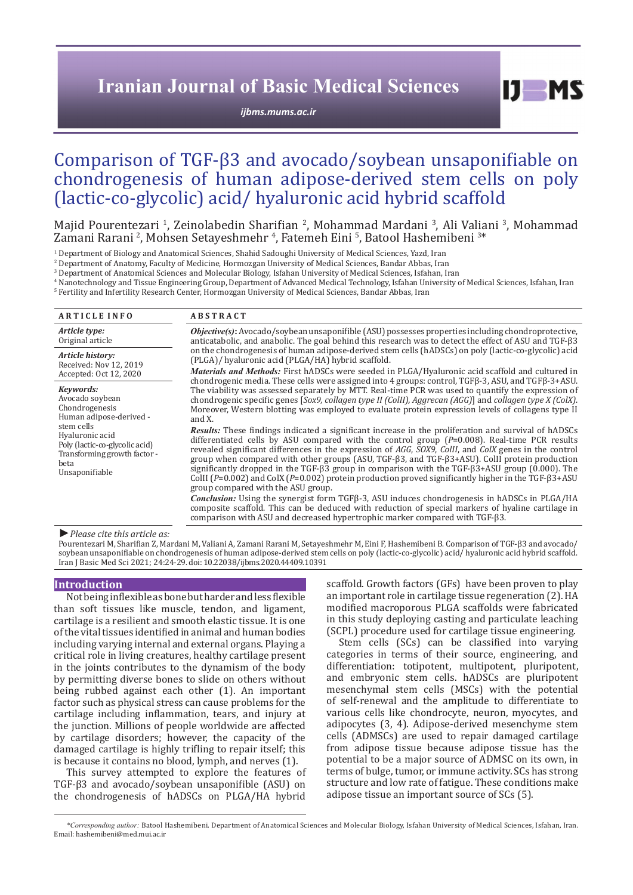# Comparison of TGF-β3 and avocado/soybean unsaponifiable on chondrogenesis of human adipose-derived stem cells on poly (lactic-co-glycolic) acid/ hyaluronic acid hybrid scaffold

Majid Pourentezari [1], Zeinolabedin Sharifian [2], Mohammad Mardani [3], Ali Valiani [3], Mohammad Zamani Rarani [2], Mohsen Setayeshmehr [4], Fatemeh Eini [5], Batool Hashemibeni [3*]

[1] Department of Biology and Anatomical Sciences, Shahid Sadoughi University of Medical Sciences, Yazd, Iran
[2] Department of Anatomy, Faculty of Medicine, Hormozgan University of Medical Sciences, Bandar Abbas, Iran
[3] Department of Anatomical Sciences and Molecular Biology, Isfahan University of Medical Sciences, Isfahan, Iran
[4] Nanotechnology and Tissue Engineering Group, Department of Advanced Medical Technology, Isfahan University of Medical Sciences, Isfahan, Iran
[5] Fertility and Infertility Research Center, Hormozgan University of Medical Sciences, Bandar Abbas, Iran

## ARTICLE INFO

*Article type:*
Original article

*Article history:*
Received: Nov 12, 2019
Accepted: Oct 12, 2020

*Keywords:*
Avocado soybean
Chondrogenesis
Human adipose-derived - stem cells
Hyaluronic acid
Poly (lactic-co-glycolic acid)
Transforming growth factor - beta
Unsaponifiable

## ABSTRACT

***Objective(s)*:** Avocado/soybean unsaponifible (ASU) possesses properties including chondroprotective, anticatabolic, and anabolic. The goal behind this research was to detect the effect of ASU and TGF-β3 on the chondrogenesis of human adipose-derived stem cells (hADSCs) on poly (lactic-co-glycolic) acid (PLGA)/ hyaluronic acid (PLGA/HA) hybrid scaffold.

***Materials and Methods:*** First hADSCs were seeded in PLGA/Hyaluronic acid scaffold and cultured in chondrogenic media. These cells were assigned into 4 groups: control, TGFβ-3, ASU, and TGFβ-3+ASU. The viability was assessed separately by MTT. Real-time PCR was used to quantify the expression of chondrogenic specific genes [*Sox9, collagen type II (ColII), Aggrecan (AGG)*] and *collagen type X (ColX)*. Moreover, Western blotting was employed to evaluate protein expression levels of collagens type II and X.

***Results:*** These findings indicated a significant increase in the proliferation and survival of hADSCs differentiated cells by ASU compared with the control group (*P*=0.008). Real-time PCR results revealed significant differences in the expression of *AGG*, *SOX9*, *ColII*, and *ColX* genes in the control group when compared with other groups (ASU, TGF-β3, and TGF-β3+ASU). ColII protein production significantly dropped in the TGF-β3 group in comparison with the TGF-β3+ASU group (0.000). The ColII (*P*=0.002) and ColX (*P*=0.002) protein production proved significantly higher in the TGF-β3+ASU group compared with the ASU group.

***Conclusion:*** Using the synergist form TGFβ-3, ASU induces chondrogenesis in hADSCs in PLGA/HA composite scaffold. This can be deduced with reduction of special markers of hyaline cartilage in comparison with ASU and decreased hypertrophic marker compared with TGF-β3.

*►Please cite this article as:*

Pourentezari M, Sharifian Z, Mardani M, Valiani A, Zamani Rarani M, Setayeshmehr M, Eini F, Hashemibeni B. Comparison of TGF-β3 and avocado/ soybean unsaponifiable on chondrogenesis of human adipose-derived stem cells on poly (lactic-co-glycolic) acid/ hyaluronic acid hybrid scaffold. Iran J Basic Med Sci 2021; 24:24-29. doi: 10.22038/ijbms.2020.44409.10391

## Introduction

Not being inflexible as bone but harder and less flexible than soft tissues like muscle, tendon, and ligament, cartilage is a resilient and smooth elastic tissue. It is one of the vital tissues identified in animal and human bodies including varying internal and external organs. Playing a critical role in living creatures, healthy cartilage present in the joints contributes to the dynamism of the body by permitting diverse bones to slide on others without being rubbed against each other (1). An important factor such as physical stress can cause problems for the cartilage including inflammation, tears, and injury at the junction. Millions of people worldwide are affected by cartilage disorders; however, the capacity of the damaged cartilage is highly trifling to repair itself; this is because it contains no blood, lymph, and nerves (1).

This survey attempted to explore the features of TGF-β3 and avocado/soybean unsaponifible (ASU) on the chondrogenesis of hADSCs on PLGA/HA hybrid scaffold. Growth factors (GFs) have been proven to play an important role in cartilage tissue regeneration (2). HA modified macroporous PLGA scaffolds were fabricated in this study deploying casting and particulate leaching (SCPL) procedure used for cartilage tissue engineering.

Stem cells (SCs) can be classified into varying categories in terms of their source, engineering, and differentiation: totipotent, multipotent, pluripotent, and embryonic stem cells. hADSCs are pluripotent mesenchymal stem cells (MSCs) with the potential of self-renewal and the amplitude to differentiate to various cells like chondrocyte, neuron, myocytes, and adipocytes (3, 4). Adipose-derived mesenchyme stem cells (ADMSCs) are used to repair damaged cartilage from adipose tissue because adipose tissue has the potential to be a major source of ADMSC on its own, in terms of bulge, tumor, or immune activity. SCs has strong structure and low rate of fatigue. These conditions make adipose tissue an important source of SCs (5).

*\*Corresponding author:* Batool Hashemibeni. Department of Anatomical Sciences and Molecular Biology, Isfahan University of Medical Sciences, Isfahan, Iran. Email: hashemibeni@med.mui.ac.ir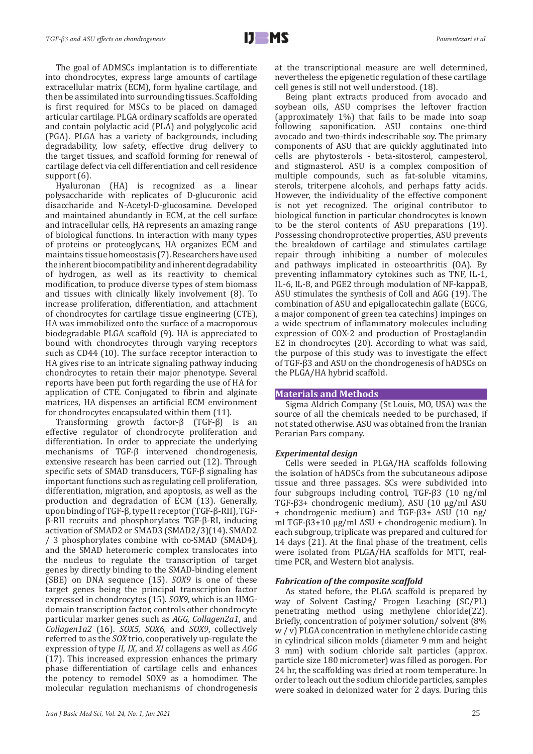The goal of ADMSCs implantation is to differentiate into chondrocytes, express large amounts of cartilage extracellular matrix (ECM), form hyaline cartilage, and then be assimilated into surrounding tissues. Scaffolding is first required for MSCs to be placed on damaged articular cartilage. PLGA ordinary scaffolds are operated and contain polylactic acid (PLA) and polyglycolic acid (PGA). PLGA has a variety of backgrounds, including degradability, low safety, effective drug delivery to the target tissues, and scaffold forming for renewal of cartilage defect via cell differentiation and cell residence support (6).

Hyaluronan (HA) is recognized as a linear polysaccharide with replicates of D-glucuronic acid disaccharide and N-Acetyl-D-glucosamine. Developed and maintained abundantly in ECM, at the cell surface and intracellular cells, HA represents an amazing range of biological functions. In interaction with many types of proteins or proteoglycans, HA organizes ECM and maintains tissue homeostasis (7). Researchers have used the inherent biocompatibility and inherent degradability of hydrogen, as well as its reactivity to chemical modification, to produce diverse types of stem biomass and tissues with clinically likely involvement (8). To increase proliferation, differentiation, and attachment of chondrocytes for cartilage tissue engineering (CTE), HA was immobilized onto the surface of a macroporous biodegradable PLGA scaffold (9). HA is appreciated to bound with chondrocytes through varying receptors such as CD44 (10). The surface receptor interaction to HA gives rise to an intricate signaling pathway inducing chondrocytes to retain their major phenotype. Several reports have been put forth regarding the use of HA for application of CTE. Conjugated to fibrin and alginate matrices, HA dispenses an artificial ECM environment for chondrocytes encapsulated within them (11).

Transforming growth factor-β (TGF-β) is an effective regulator of chondrocyte proliferation and differentiation. In order to appreciate the underlying mechanisms of TGF-β intervened chondrogenesis, extensive research has been carried out (12). Through specific sets of SMAD transducers, TGF-β signaling has important functions such as regulating cell proliferation, differentiation, migration, and apoptosis, as well as the production and degradation of ECM (13). Generally, upon binding of TGF-β, type II receptor (TGF-β-RII), TGF-β-RII recruits and phosphorylates TGF-β-RI, inducing activation of SMAD2 or SMAD3 (SMAD2/3)(14). SMAD2 / 3 phosphorylates combine with co-SMAD (SMAD4), and the SMAD heteromeric complex translocates into the nucleus to regulate the transcription of target genes by directly binding to the SMAD-binding element (SBE) on DNA sequence (15). *SOX9* is one of these target genes being the principal transcription factor expressed in chondrocytes (15). *SOX9*, which is an HMG-domain transcription factor, controls other chondrocyte particular marker genes such as *AGG*, *Collagen2a1*, and *Collagen1a2* (16). *SOX5*, *SOX6*, and *SOX9*, collectively referred to as the *SOX* trio, cooperatively up-regulate the expression of type *II*, *IX*, and *XI* collagens as well as *AGG* (17). This increased expression enhances the primary phase differentiation of cartilage cells and enhances the potency to remodel SOX9 as a homodimer. The molecular regulation mechanisms of chondrogenesis at the transcriptional measure are well determined, nevertheless the epigenetic regulation of these cartilage cell genes is still not well understood. (18).

Being plant extracts produced from avocado and soybean oils, ASU comprises the leftover fraction (approximately 1%) that fails to be made into soap following saponification. ASU contains one-third avocado and two-thirds indescribable soy. The primary components of ASU that are quickly agglutinated into cells are phytosterols - beta-sitosterol, campesterol, and stigmasterol. ASU is a complex composition of multiple compounds, such as fat-soluble vitamins, sterols, triterpene alcohols, and perhaps fatty acids. However, the individuality of the effective component is not yet recognized. The original contributor to biological function in particular chondrocytes is known to be the sterol contents of ASU preparations (19). Possessing chondroprotective properties, ASU prevents the breakdown of cartilage and stimulates cartilage repair through inhibiting a number of molecules and pathways implicated in osteoarthritis (OA). By preventing inflammatory cytokines such as TNF, IL-1, IL-6, IL-8, and PGE2 through modulation of NF-kappaB, ASU stimulates the synthesis of ColI and AGG (19). The combination of ASU and epigallocatechin gallate (EGCG, a major component of green tea catechins) impinges on a wide spectrum of inflammatory molecules including expression of COX-2 and production of Prostaglandin E2 in chondrocytes (20). According to what was said, the purpose of this study was to investigate the effect of TGF-β3 and ASU on the chondrogenesis of hADSCs on the PLGA/HA hybrid scaffold.

## Materials and Methods

Sigma Aldrich Company (St Louis, MO, USA) was the source of all the chemicals needed to be purchased, if not stated otherwise. ASU was obtained from the Iranian Perarian Pars company.

### *Experimental design*

Cells were seeded in PLGA/HA scaffolds following the isolation of hADSCs from the subcutaneous adipose tissue and three passages. SCs were subdivided into four subgroups including control, TGF-β3 (10 ng/ml TGF-β3+ chondrogenic medium), ASU (10 μg/ml ASU + chondrogenic medium) and TGF-β3+ ASU (10 ng/ml TGF-β3+10 μg/ml ASU + chondrogenic medium). In each subgroup, triplicate was prepared and cultured for 14 days (21). At the final phase of the treatment, cells were isolated from PLGA/HA scaffolds for MTT, real-time PCR, and Western blot analysis.

### *Fabrication of the composite scaffold*

As stated before, the PLGA scaffold is prepared by way of Solvent Casting/ Progen Leaching (SC/PL) penetrating method using methylene chloride(22). Briefly, concentration of polymer solution/ solvent (8% w / v) PLGA concentration in methylene chloride casting in cylindrical silicon molds (diameter 9 mm and height 3 mm) with sodium chloride salt particles (approx. particle size 180 micrometer) was filled as porogen. For 24 hr, the scaffolding was dried at room temperature. In order to leach out the sodium chloride particles, samples were soaked in deionized water for 2 days. During this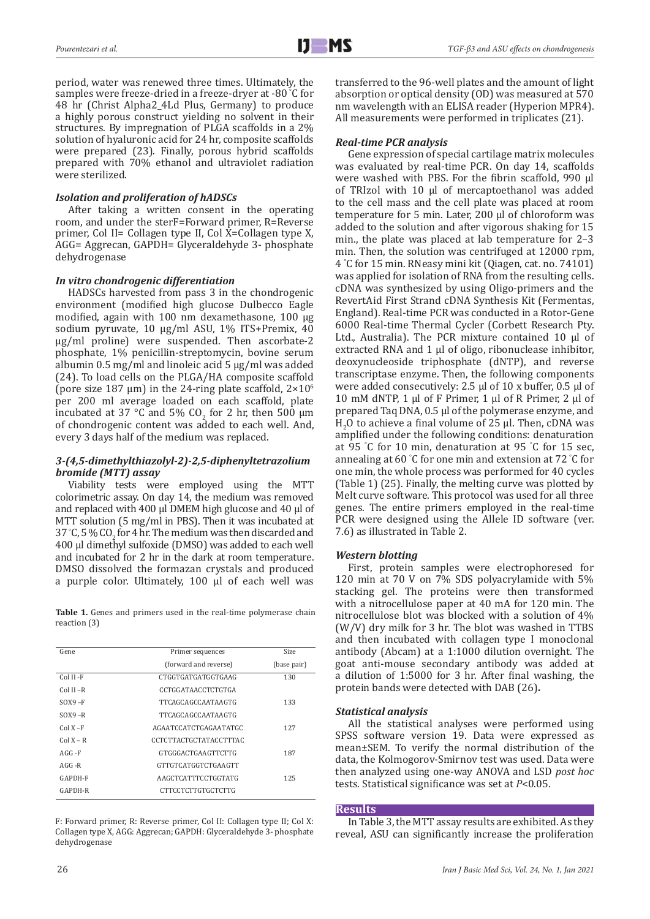period, water was renewed three times. Ultimately, the samples were freeze-dried in a freeze-dryer at -80 ˚C for 48 hr (Christ Alpha2_4Ld Plus, Germany) to produce a highly porous construct yielding no solvent in their structures. By impregnation of PLGA scaffolds in a 2% solution of hyaluronic acid for 24 hr, composite scaffolds were prepared (23). Finally, porous hybrid scaffolds prepared with 70% ethanol and ultraviolet radiation were sterilized.

### *Isolation and proliferation of hADSCs*

After taking a written consent in the operating room, and under the sterF=Forward primer, R=Reverse primer, Col II= Collagen type II, Col X=Collagen type X, AGG= Aggrecan, GAPDH= Glyceraldehyde 3- phosphate dehydrogenase

### *In vitro chondrogenic differentiation*

HADSCs harvested from pass 3 in the chondrogenic environment (modified high glucose Dulbecco Eagle modified, again with 100 nm dexamethasone, 100 μg sodium pyruvate, 10 μg/ml ASU, 1% ITS+Premix, 40 μg/ml proline) were suspended. Then ascorbate-2 phosphate, 1% penicillin-streptomycin, bovine serum albumin 0.5 mg/ml and linoleic acid 5 μg/ml was added (24). To load cells on the PLGA/HA composite scaffold (pore size 187 μm) in the 24-ring plate scaffold, $2\times10^6$ per 200 ml average loaded on each scaffold, plate incubated at 37 °C and 5% $CO_2$ for 2 hr, then 500 μm of chondrogenic content was added to each well. And, every 3 days half of the medium was replaced.

### *3-(4,5-dimethylthiazolyl-2)-2,5-diphenyltetrazolium bromide (MTT) assay*

Viability tests were employed using the MTT colorimetric assay. On day 14, the medium was removed and replaced with 400 μl DMEM high glucose and 40 μl of MTT solution (5 mg/ml in PBS). Then it was incubated at 37 ˚C, 5 % $CO_2$ for 4 hr. The medium was then discarded and 400 μl dimethyl sulfoxide (DMSO) was added to each well and incubated for 2 hr in the dark at room temperature. DMSO dissolved the formazan crystals and produced a purple color. Ultimately, 100 μl of each well was transferred to the 96-well plates and the amount of light absorption or optical density (OD) was measured at 570 nm wavelength with an ELISA reader (Hyperion MPR4). All measurements were performed in triplicates (21).

**Table 1.** Genes and primers used in the real-time polymerase chain reaction (3)

| Gene | Primer sequences (forward and reverse) | Size (base pair) |
|---|---|---|
| Col II -F | CTGGTGATGATGGTGAAG | 130 |
| Col II –R | CCTGGATAACCTCTGTGA | |
| SOX9 –F | TTCAGCAGCCAATAAGTG | 133 |
| SOX9 –R | TTCAGCAGCCAATAAGTG | |
| Col X –F | AGAATCCATCTGAGAATATGC | 127 |
| Col X – R | CCTCTTACTGCTATACCTTTAC | |
| AGG -F | GTGGGACTGAAGTTCTTG | 187 |
| AGG -R | GTTGTCATGGTCTGAAGTT | |
| GAPDH-F | AAGCTCATTTCCTGGTATG | 125 |
| GAPDH-R | CTTCCTCTTGTGCTCTTG | |

F: Forward primer, R: Reverse primer, Col II: Collagen type II; Col X: Collagen type X, AGG: Aggrecan; GAPDH: Glyceraldehyde 3- phosphate dehydrogenase

### *Real-time PCR analysis*

Gene expression of special cartilage matrix molecules was evaluated by real-time PCR. On day 14, scaffolds were washed with PBS. For the fibrin scaffold, 990 μl of TRIzol with 10 μl of mercaptoethanol was added to the cell mass and the cell plate was placed at room temperature for 5 min. Later, 200 μl of chloroform was added to the solution and after vigorous shaking for 15 min., the plate was placed at lab temperature for 2–3 min. Then, the solution was centrifuged at 12000 rpm, 4 ˚C for 15 min. RNeasy mini kit (Qiagen, cat. no. 74101) was applied for isolation of RNA from the resulting cells. cDNA was synthesized by using Oligo-primers and the RevertAid First Strand cDNA Synthesis Kit (Fermentas, England). Real-time PCR was conducted in a Rotor-Gene 6000 Real-time Thermal Cycler (Corbett Research Pty. Ltd., Australia). The PCR mixture contained 10 μl of extracted RNA and 1 μl of oligo, ribonuclease inhibitor, deoxynucleoside triphosphate (dNTP), and reverse transcriptase enzyme. Then, the following components were added consecutively: 2.5 μl of 10 x buffer, 0.5 μl of 10 mM dNTP, 1 μl of F Primer, 1 μl of R Primer, 2 μl of prepared Taq DNA, 0.5 μl of the polymerase enzyme, and $H_2O$ to achieve a final volume of 25 μl. Then, cDNA was amplified under the following conditions: denaturation at 95 ˚C for 10 min, denaturation at 95 ˚C for 15 sec, annealing at 60 ˚C for one min and extension at 72 ˚C for one min, the whole process was performed for 40 cycles (Table 1) (25). Finally, the melting curve was plotted by Melt curve software. This protocol was used for all three genes. The entire primers employed in the real-time PCR were designed using the Allele ID software (ver. 7.6) as illustrated in Table 2.

### *Western blotting*

First, protein samples were electrophoresed for 120 min at 70 V on 7% SDS polyacrylamide with 5% stacking gel. The proteins were then transformed with a nitrocellulose paper at 40 mA for 120 min. The nitrocellulose blot was blocked with a solution of 4% (W/V) dry milk for 3 hr. The blot was washed in TTBS and then incubated with collagen type I monoclonal antibody (Abcam) at a 1:1000 dilution overnight. The goat anti-mouse secondary antibody was added at a dilution of 1:5000 for 3 hr. After final washing, the protein bands were detected with DAB (26)**.**

### *Statistical analysis*

All the statistical analyses were performed using SPSS software version 19. Data were expressed as mean±SEM. To verify the normal distribution of the data, the Kolmogorov-Smirnov test was used. Data were then analyzed using one-way ANOVA and LSD *post hoc* tests. Statistical significance was set at $P<0.05$.

## Results

In Table 3, the MTT assay results are exhibited. As they reveal, ASU can significantly increase the proliferation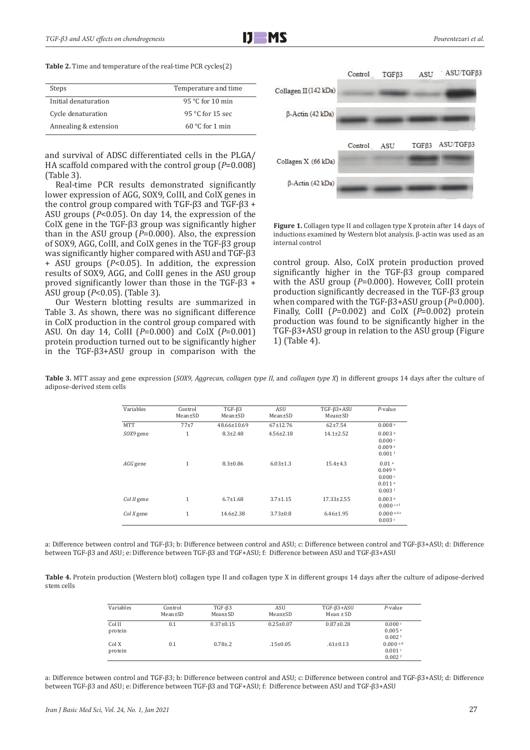**Table 2.** Time and temperature of the real-time PCR cycles(2)

| Steps | Temperature and time |
|---|---|
| Initial denaturation | 95 °C for 10 min |
| Cycle denaturation | 95 °C for 15 sec |
| Annealing & extension | 60 °C for 1 min |

and survival of ADSC differentiated cells in the PLGA/HA scaffold compared with the control group (*P*=0.008) (Table 3).

Real-time PCR results demonstrated significantly lower expression of AGG, SOX9, ColII, and ColX genes in the control group compared with TGF-β3 and TGF-β3 + ASU groups (*P*<0.05). On day 14, the expression of the ColX gene in the TGF-β3 group was significantly higher than in the ASU group (*P*=0.000). Also, the expression of SOX9, AGG, ColII, and ColX genes in the TGF-β3 group was significantly higher compared with ASU and TGF-β3 + ASU groups (*P*<0.05). In addition, the expression results of SOX9, AGG, and ColII genes in the ASU group proved significantly lower than those in the TGF-β3 + ASU group (*P*<0.05). (Table 3).

Our Western blotting results are summarized in Table 3. As shown, there was no significant difference in ColX production in the control group compared with ASU. On day 14, ColII (*P*=0.000) and ColX (*P*=0.001) protein production turned out to be significantly higher in the TGF-β3+ASU group in comparison with the control group. Also, ColX protein production proved significantly higher in the TGF-β3 group compared with the ASU group (*P*=0.000). However, ColII protein production significantly decreased in the TGF-β3 group when compared with the TGF-β3+ASU group (*P*=0.000). Finally, ColII (*P*=0.002) and ColX (*P*=0.002) protein production was found to be significantly higher in the TGF-β3+ASU group in relation to the ASU group (Figure 1) (Table 4).

**Figure 1.** Collagen type II and collagen type X protein after 14 days of inductions examined by Western blot analysis. β-actin was used as an internal control

**Table 3.** MTT assay and gene expression (*SOX9, Aggrecan, collagen type II,* and *collagen type X*) in different groups 14 days after the culture of adipose-derived stem cells

| Variables | Control Mean±SD | TGF-β3 Mean±SD | ASU Mean±SD | TGF-β3+ASU Mean±SD | *P*-value |
|---|---|---|---|---|---|
| MTT | 77±7 | 48.66±10.69 | 67±12.76 | 62±7.54 | 0.008 [a] |
| *SOX9* gene | 1 | 8.3±2.48 | 4.56±2.18 | 14.1±2.52 | 0.003 [a]<br>0.000 [c]<br>0.009 [e]<br>0.001 [f] |
| *AGG* gene | 1 | 8.3±0.86 | 6.03±1.3 | 15.4±4.3 | 0.01 [a]<br>0.049 [b]<br>0.000 [c]<br>0.011 [e]<br>0.003 [f] |
| *Col II* gene | 1 | 6.7±1.68 | 3.7±1.15 | 17.33±2.55 | 0.003 [a]<br>0.000 [c e f] |
| *Col X* gene | 1 | 14.6±2.38 | 3.73±0.8 | 6.46±1.95 | 0.000 [a d e]<br>0.003 [c] |

a: Difference between control and TGF-β3; b: Difference between control and ASU; c: Difference between control and TGF-β3+ASU; d: Difference between TGF-β3 and ASU; e: Difference between TGF-β3 and TGF+ASU; f: Difference between ASU and TGF-β3+ASU

**Table 4.** Protein production (Western blot) collagen type II and collagen type X in different groups 14 days after the culture of adipose-derived stem cells

| Variables | Control Mean±SD | TGF-β3 Mean±SD | ASU Mean±SD | TGF-β3+ASU Mean ± SD | *P*-value |
|---|---|---|---|---|---|
| Col II protein | 0.1 | 0.37±0.15 | 0.25±0.07 | 0.87±0.28 | 0.000 [c]<br>0.005 [e]<br>0.002 [f] |
| Col X protein | 0.1 | 0.78±.2 | .15±0.05 | .61±0.13 | 0.000 [a d]<br>0.001 [c]<br>0.002 [f] |

a: Difference between control and TGF-β3; b: Difference between control and ASU; c: Difference between control and TGF-β3+ASU; d: Difference between TGF-β3 and ASU; e: Difference between TGF-β3 and TGF+ASU; f: Difference between ASU and TGF-β3+ASU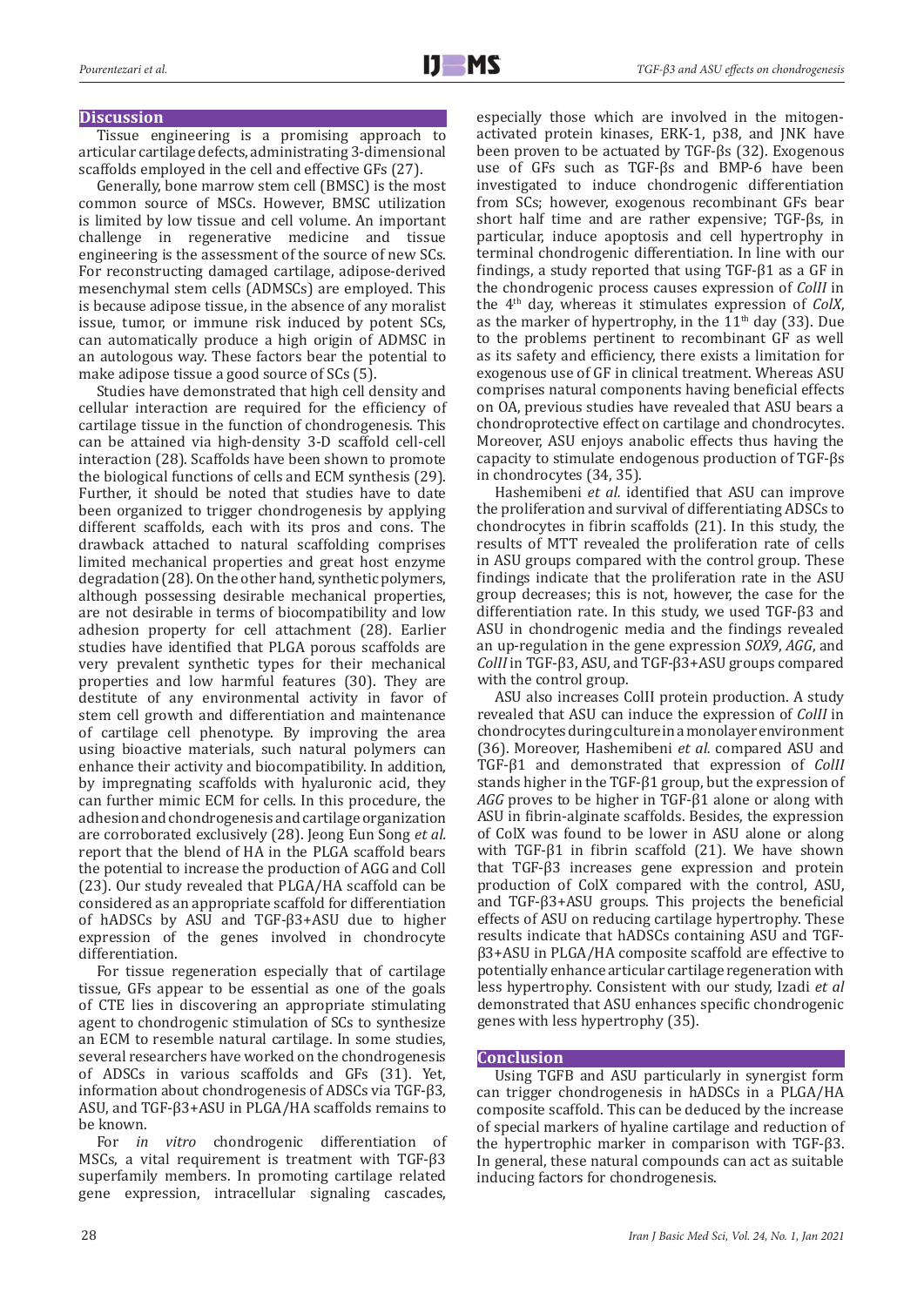## Discussion

Tissue engineering is a promising approach to articular cartilage defects, administrating 3-dimensional scaffolds employed in the cell and effective GFs (27).

Generally, bone marrow stem cell (BMSC) is the most common source of MSCs. However, BMSC utilization is limited by low tissue and cell volume. An important challenge in regenerative medicine and tissue engineering is the assessment of the source of new SCs. For reconstructing damaged cartilage, adipose-derived mesenchymal stem cells (ADMSCs) are employed. This is because adipose tissue, in the absence of any moralist issue, tumor, or immune risk induced by potent SCs, can automatically produce a high origin of ADMSC in an autologous way. These factors bear the potential to make adipose tissue a good source of SCs (5).

Studies have demonstrated that high cell density and cellular interaction are required for the efficiency of cartilage tissue in the function of chondrogenesis. This can be attained via high-density 3-D scaffold cell-cell interaction (28). Scaffolds have been shown to promote the biological functions of cells and ECM synthesis (29). Further, it should be noted that studies have to date been organized to trigger chondrogenesis by applying different scaffolds, each with its pros and cons. The drawback attached to natural scaffolding comprises limited mechanical properties and great host enzyme degradation (28). On the other hand, synthetic polymers, although possessing desirable mechanical properties, are not desirable in terms of biocompatibility and low adhesion property for cell attachment (28). Earlier studies have identified that PLGA porous scaffolds are very prevalent synthetic types for their mechanical properties and low harmful features (30). They are destitute of any environmental activity in favor of stem cell growth and differentiation and maintenance of cartilage cell phenotype. By improving the area using bioactive materials, such natural polymers can enhance their activity and biocompatibility. In addition, by impregnating scaffolds with hyaluronic acid, they can further mimic ECM for cells. In this procedure, the adhesion and chondrogenesis and cartilage organization are corroborated exclusively (28). Jeong Eun Song *et al.* report that the blend of HA in the PLGA scaffold bears the potential to increase the production of AGG and ColI (23). Our study revealed that PLGA/HA scaffold can be considered as an appropriate scaffold for differentiation of hADSCs by ASU and TGF-β3+ASU due to higher expression of the genes involved in chondrocyte differentiation.

For tissue regeneration especially that of cartilage tissue, GFs appear to be essential as one of the goals of CTE lies in discovering an appropriate stimulating agent to chondrogenic stimulation of SCs to synthesize an ECM to resemble natural cartilage. In some studies, several researchers have worked on the chondrogenesis of ADSCs in various scaffolds and GFs (31). Yet, information about chondrogenesis of ADSCs via TGF-β3, ASU, and TGF-β3+ASU in PLGA/HA scaffolds remains to be known.

For *in vitro* chondrogenic differentiation of MSCs, a vital requirement is treatment with TGF-β3 superfamily members. In promoting cartilage related gene expression, intracellular signaling cascades, especially those which are involved in the mitogen-activated protein kinases, ERK-1, p38, and JNK have been proven to be actuated by TGF-βs (32). Exogenous use of GFs such as TGF-βs and BMP-6 have been investigated to induce chondrogenic differentiation from SCs; however, exogenous recombinant GFs bear short half time and are rather expensive; TGF-βs, in particular, induce apoptosis and cell hypertrophy in terminal chondrogenic differentiation. In line with our findings, a study reported that using TGF-β1 as a GF in the chondrogenic process causes expression of *ColII* in the 4th day, whereas it stimulates expression of *ColX*, as the marker of hypertrophy, in the 11th day (33). Due to the problems pertinent to recombinant GF as well as its safety and efficiency, there exists a limitation for exogenous use of GF in clinical treatment. Whereas ASU comprises natural components having beneficial effects on OA, previous studies have revealed that ASU bears a chondroprotective effect on cartilage and chondrocytes. Moreover, ASU enjoys anabolic effects thus having the capacity to stimulate endogenous production of TGF-βs in chondrocytes (34, 35).

Hashemibeni *et al.* identified that ASU can improve the proliferation and survival of differentiating ADSCs to chondrocytes in fibrin scaffolds (21). In this study, the results of MTT revealed the proliferation rate of cells in ASU groups compared with the control group. These findings indicate that the proliferation rate in the ASU group decreases; this is not, however, the case for the differentiation rate. In this study, we used TGF-β3 and ASU in chondrogenic media and the findings revealed an up-regulation in the gene expression *SOX9*, *AGG*, and *ColII* in TGF-β3, ASU, and TGF-β3+ASU groups compared with the control group.

ASU also increases ColII protein production. A study revealed that ASU can induce the expression of *ColII* in chondrocytes during culture in a monolayer environment (36). Moreover, Hashemibeni *et al.* compared ASU and TGF-β1 and demonstrated that expression of *ColII* stands higher in the TGF-β1 group, but the expression of *AGG* proves to be higher in TGF-β1 alone or along with ASU in fibrin-alginate scaffolds. Besides, the expression of ColX was found to be lower in ASU alone or along with TGF-β1 in fibrin scaffold (21). We have shown that TGF-β3 increases gene expression and protein production of ColX compared with the control, ASU, and TGF-β3+ASU groups. This projects the beneficial effects of ASU on reducing cartilage hypertrophy. These results indicate that hADSCs containing ASU and TGF-β3+ASU in PLGA/HA composite scaffold are effective to potentially enhance articular cartilage regeneration with less hypertrophy. Consistent with our study, Izadi *et al* demonstrated that ASU enhances specific chondrogenic genes with less hypertrophy (35).

## Conclusion

Using TGFB and ASU particularly in synergist form can trigger chondrogenesis in hADSCs in a PLGA/HA composite scaffold. This can be deduced by the increase of special markers of hyaline cartilage and reduction of the hypertrophic marker in comparison with TGF-β3. In general, these natural compounds can act as suitable inducing factors for chondrogenesis.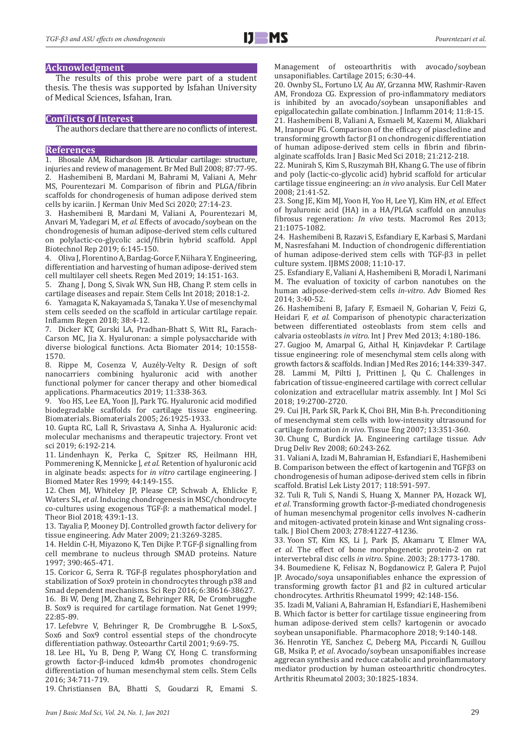## Acknowledgment

The results of this probe were part of a student thesis. The thesis was supported by Isfahan University of Medical Sciences, Isfahan, Iran.

## Conflicts of Interest

The authors declare that there are no conflicts of interest.

## References

1. Bhosale AM, Richardson JB. Articular cartilage: structure, injuries and review of management. Br Med Bull 2008; 87:77-95.
2. Hashemibeni B, Mardani M, Bahrami M, Valiani A, Mehr MS, Pourentezari M. Comparison of fibrin and PLGA/fibrin scaffolds for chondrogenesis of human adipose derived stem cells by icariin. J Kerman Univ Med Sci 2020; 27:14-23.
3. Hashemibeni B, Mardani M, Valiani A, Pourentezari M, Anvari M, Yadegari M, *et al*. Effects of avocado/soybean on the chondrogenesis of human adipose-derived stem cells cultured on polylactic-co-glycolic acid/fibrin hybrid scaffold. Appl Biotechnol Rep 2019; 6:145-150.
4. Oliva J, Florentino A, Bardag-Gorce F, Niihara Y. Engineering, differentiation and harvesting of human adipose-derived stem cell multilayer cell sheets. Regen Med 2019; 14:151-163.
5. Zhang J, Dong S, Sivak WN, Sun HB, Chang P. stem cells in cartilage diseases and repair. Stem Cells Int 2018; 2018:1-2.
6. Yamagata K, Nakayamada S, Tanaka Y. Use of mesenchymal stem cells seeded on the scaffold in articular cartilage repair. Inflamm Regen 2018; 38:4-12.
7. Dicker KT, Gurski LA, Pradhan-Bhatt S, Witt RL, Farach-Carson MC, Jia X. Hyaluronan: a simple polysaccharide with diverse biological functions. Acta Biomater 2014; 10:1558-1570.
8. Rippe M, Cosenza V, Auzély-Velty R. Design of soft nanocarriers combining hyaluronic acid with another functional polymer for cancer therapy and other biomedical applications. Pharmaceutics 2019; 11:338-363.
9. Yoo HS, Lee EA, Yoon JJ, Park TG. Hyaluronic acid modified biodegradable scaffolds for cartilage tissue engineering. Biomaterials. Biomaterials 2005; 26:1925-1933.
10. Gupta RC, Lall R, Srivastava A, Sinha A. Hyaluronic acid: molecular mechanisms and therapeutic trajectory. Front vet sci 2019; 6:192-214.
11. Lindenhayn K, Perka C, Spitzer RS, Heilmann HH, Pommerening K, Mennicke J, *et al*. Retention of hyaluronic acid in alginate beads: aspects for *in vitro* cartilage engineering. J Biomed Mater Res 1999; 44:149-155.
12. Chen MJ, Whiteley JP, Please CP, Schwab A, Ehlicke F, Waters SL, *et al*. Inducing chondrogenesis in MSC/chondrocyte co-cultures using exogenous TGF-β: a mathematical model. J Theor Biol 2018; 439:1-13.
13. Tayalia P, Mooney DJ. Controlled growth factor delivery for tissue engineering. Adv Mater 2009; 21:3269-3285.
14. Heldin C-H, Miyazono K, Ten Dijke P. TGF-β signalling from cell membrane to nucleus through SMAD proteins. Nature 1997; 390:465-471.
15. Coricor G, Serra R. TGF-β regulates phosphorylation and stabilization of Sox9 protein in chondrocytes through p38 and Smad dependent mechanisms. Sci Rep 2016; 6:38616-38627.
16. Bi W, Deng JM, Zhang Z, Behringer RR, De Crombrugghe B. Sox9 is required for cartilage formation. Nat Genet 1999; 22:85-89.
17. Lefebvre V, Behringer R, De Crombrugghe B. L-Sox5, Sox6 and Sox9 control essential steps of the chondrocyte differentiation pathway. Osteoarthr Cartil 2001; 9:69-75.
18. Lee HL, Yu B, Deng P, Wang CY, Hong C. transforming growth factor-β-induced kdm4b promotes chondrogenic differentiation of human mesenchymal stem cells. Stem Cells 2016; 34:711-719.
19. Christiansen BA, Bhatti S, Goudarzi R, Emami S. Management of osteoarthritis with avocado/soybean unsaponifiables. Cartilage 2015; 6:30-44.
20. Ownby SL, Fortuno LV, Au AY, Grzanna MW, Rashmir-Raven AM, Frondoza CG. Expression of pro-inflammatory mediators is inhibited by an avocado/soybean unsaponifiables and epigallocatechin gallate combination. J Inflamm 2014; 11:8-15.
21. Hashemibeni B, Valiani A, Esmaeli M, Kazemi M, Aliakbari M, Iranpour FG. Comparison of the efficacy of piascledine and transforming growth factor β1 on chondrogenic differentiation of human adipose-derived stem cells in fibrin and fibrin-alginate scaffolds. Iran J Basic Med Sci 2018; 21:212-218.
22. Munirah S, Kim S, Ruszymah BH, Khang G. The use of fibrin and poly (lactic-co-glycolic acid) hybrid scaffold for articular cartilage tissue engineering: an *in vivo* analysis. Eur Cell Mater 2008; 21:41-52.
23. Song JE, Kim MJ, Yoon H, Yoo H, Lee YJ, Kim HN, *et al*. Effect of hyaluronic acid (HA) in a HA/PLGA scaffold on annulus fibrosus regeneration: *In vivo* tests. Macromol Res 2013; 21:1075-1082.
24. Hashemibeni B, Razavi S, Esfandiary E, Karbasi S, Mardani M, Nasresfahani M. Induction of chondrogenic differentiation of human adipose-derived stem cells with TGF-β3 in pellet culture system. IJBMS 2008; 11:10-17.
25. Esfandiary E, Valiani A, Hashemibeni B, Moradi I, Narimani M. The evaluation of toxicity of carbon nanotubes on the human adipose-derived-stem cells *in-vitro*. Adv Biomed Res 2014; 3:40-52.
26. Hashemibeni B, Jafary F, Esmaeil N, Goharian V, Feizi G, Heidari F, *et al*. Comparison of phenotypic characterization between differentiated osteoblasts from stem cells and calvaria osteoblasts *in vitro*. Int J Prev Med 2013; 4:180-186.
27. Gugjoo M, Amarpal G, Aithal H, Kinjavdekar P. Cartilage tissue engineering: role of mesenchymal stem cells along with growth factors & scaffolds. Indian J Med Res 2016; 144:339-347.
28. Lammi M, Piltti J, Prittinen J, Qu C. Challenges in fabrication of tissue-engineered cartilage with correct cellular colonization and extracellular matrix assembly. Int J Mol Sci 2018; 19:2700-2720.
29. Cui JH, Park SR, Park K, Choi BH, Min B-h. Preconditioning of mesenchymal stem cells with low-intensity ultrasound for cartilage formation *in vivo*. Tissue Eng 2007; 13:351-360.
30. Chung C, Burdick JA. Engineering cartilage tissue. Adv Drug Deliv Rev 2008; 60:243-262.
31. Valiani A, Izadi M, Bahramian H, Esfandiari E, Hashemibeni B. Comparison between the effect of kartogenin and TGFβ3 on chondrogenesis of human adipose-derived stem cells in fibrin scaffold. Bratisl Lek Listy 2017; 118:591-597.
32. Tuli R, Tuli S, Nandi S, Huang X, Manner PA, Hozack WJ, *et al*. Transforming growth factor-β-mediated chondrogenesis of human mesenchymal progenitor cells involves N-cadherin and mitogen-activated protein kinase and Wnt signaling cross-talk. J Biol Chem 2003; 278:41227-41236.
33. Yoon ST, Kim KS, Li J, Park JS, Akamaru T, Elmer WA, *et al*. The effect of bone morphogenetic protein-2 on rat intervertebral disc cells *in vitro*. Spine. 2003; 28:1773-1780.
34. Boumediene K, Felisaz N, Bogdanowicz P, Galera P, Pujol JP. Avocado/soya unsaponifiables enhance the expression of transforming growth factor β1 and β2 in cultured articular chondrocytes. Arthritis Rheumatol 1999; 42:148-156.
35. Izadi M, Valiani A, Bahramian H, Esfandiari E, Hashemibeni B. Which factor is better for cartilage tissue engineering from human adipose-derived stem cells? kartogenin or avocado soybean unsaponifiable. Pharmacophore 2018; 9:140-148.
36. Henrotin YE, Sanchez C, Deberg MA, Piccardi N, Guillou GB, Msika P, *et al*. Avocado/soybean unsaponifiables increase aggrecan synthesis and reduce catabolic and proinflammatory mediator production by human osteoarthritic chondrocytes. Arthritis Rheumatol 2003; 30:1825-1834.